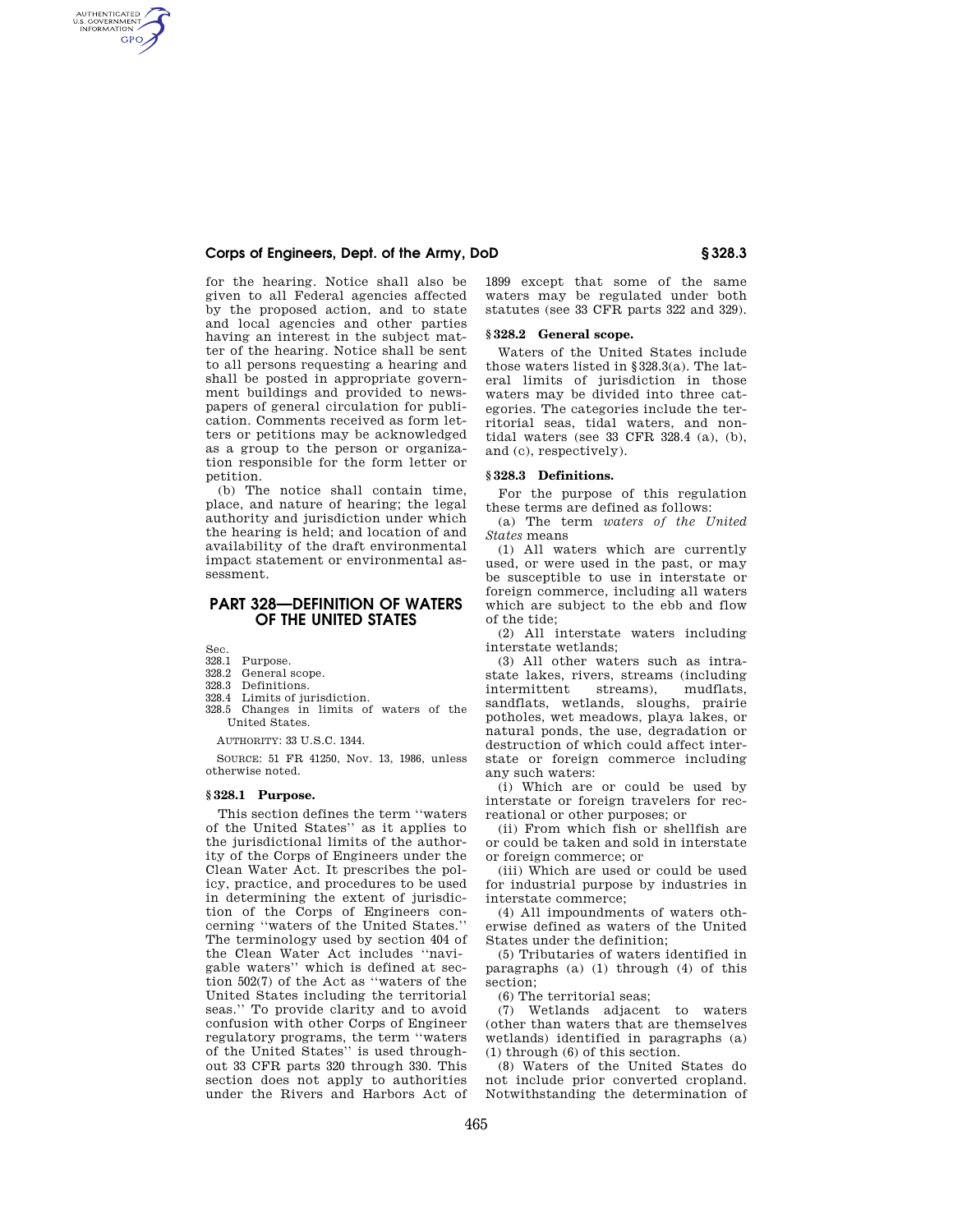for the hearing. Notice shall also be given to all Federal agencies affected by the proposed action, and to state and local agencies and other parties having an interest in the subject matter of the hearing. Notice shall be sent to all persons requesting a hearing and shall be posted in appropriate government buildings and provided to newspapers of general circulation for publication. Comments received as form letters or petitions may be acknowledged as a group to the person or organization responsible for the form letter or petition.

(b) The notice shall contain time, place, and nature of hearing; the legal authority and jurisdiction under which the hearing is held; and location of and availability of the draft environmental impact statement or environmental assessment.

## PART 328—DEFINITION OF WATERS OF THE UNITED STATES

Sec.
328.1 Purpose.
328.2 General scope.
328.3 Definitions.
328.4 Limits of jurisdiction.
328.5 Changes in limits of waters of the United States.

AUTHORITY: 33 U.S.C. 1344.

SOURCE: 51 FR 41250, Nov. 13, 1986, unless otherwise noted.

### § 328.1 Purpose.

This section defines the term ''waters of the United States'' as it applies to the jurisdictional limits of the authority of the Corps of Engineers under the Clean Water Act. It prescribes the policy, practice, and procedures to be used in determining the extent of jurisdiction of the Corps of Engineers concerning ''waters of the United States.'' The terminology used by section 404 of the Clean Water Act includes ''navigable waters'' which is defined at section 502(7) of the Act as ''waters of the United States including the territorial seas.'' To provide clarity and to avoid confusion with other Corps of Engineer regulatory programs, the term ''waters of the United States'' is used throughout 33 CFR parts 320 through 330. This section does not apply to authorities under the Rivers and Harbors Act of 1899 except that some of the same waters may be regulated under both statutes (see 33 CFR parts 322 and 329).

### § 328.2 General scope.

Waters of the United States include those waters listed in §328.3(a). The lateral limits of jurisdiction in those waters may be divided into three categories. The categories include the territorial seas, tidal waters, and non-tidal waters (see 33 CFR 328.4 (a), (b), and (c), respectively).

### § 328.3 Definitions.

For the purpose of this regulation these terms are defined as follows:

(a) The term *waters of the United States* means

(1) All waters which are currently used, or were used in the past, or may be susceptible to use in interstate or foreign commerce, including all waters which are subject to the ebb and flow of the tide;

(2) All interstate waters including interstate wetlands;

(3) All other waters such as intrastate lakes, rivers, streams (including intermittent streams), mudflats, sandflats, wetlands, sloughs, prairie potholes, wet meadows, playa lakes, or natural ponds, the use, degradation or destruction of which could affect interstate or foreign commerce including any such waters:

(i) Which are or could be used by interstate or foreign travelers for recreational or other purposes; or

(ii) From which fish or shellfish are or could be taken and sold in interstate or foreign commerce; or

(iii) Which are used or could be used for industrial purpose by industries in interstate commerce;

(4) All impoundments of waters otherwise defined as waters of the United States under the definition;

(5) Tributaries of waters identified in paragraphs (a) (1) through (4) of this section;

(6) The territorial seas;

(7) Wetlands adjacent to waters (other than waters that are themselves wetlands) identified in paragraphs (a) (1) through (6) of this section.

(8) Waters of the United States do not include prior converted cropland. Notwithstanding the determination of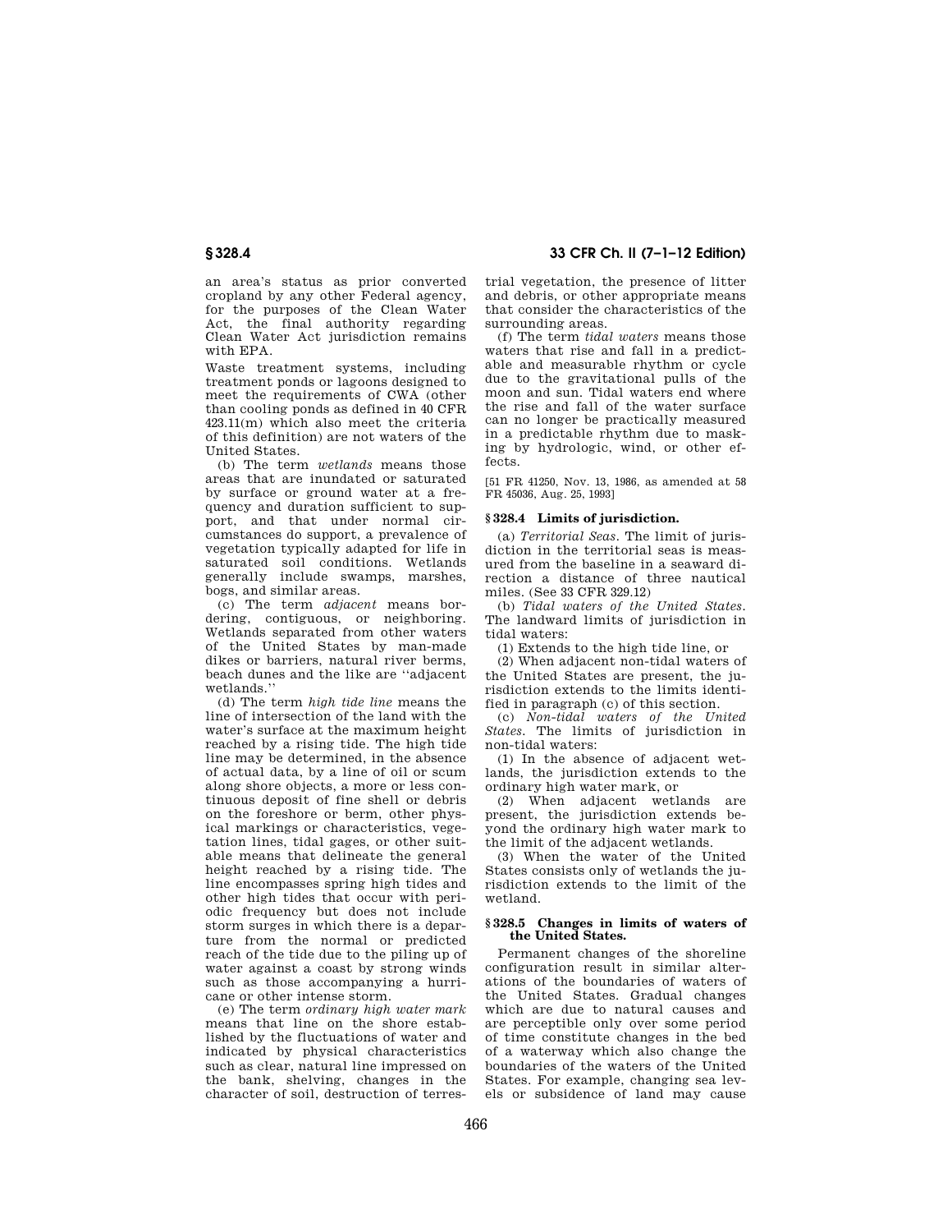an area's status as prior converted cropland by any other Federal agency, for the purposes of the Clean Water Act, the final authority regarding Clean Water Act jurisdiction remains with EPA.

Waste treatment systems, including treatment ponds or lagoons designed to meet the requirements of CWA (other than cooling ponds as defined in 40 CFR 423.11(m) which also meet the criteria of this definition) are not waters of the United States.

(b) The term *wetlands* means those areas that are inundated or saturated by surface or ground water at a frequency and duration sufficient to support, and that under normal circumstances do support, a prevalence of vegetation typically adapted for life in saturated soil conditions. Wetlands generally include swamps, marshes, bogs, and similar areas.

(c) The term *adjacent* means bordering, contiguous, or neighboring. Wetlands separated from other waters of the United States by man-made dikes or barriers, natural river berms, beach dunes and the like are ''adjacent wetlands.''

(d) The term *high tide line* means the line of intersection of the land with the water's surface at the maximum height reached by a rising tide. The high tide line may be determined, in the absence of actual data, by a line of oil or scum along shore objects, a more or less continuous deposit of fine shell or debris on the foreshore or berm, other physical markings or characteristics, vegetation lines, tidal gages, or other suitable means that delineate the general height reached by a rising tide. The line encompasses spring high tides and other high tides that occur with periodic frequency but does not include storm surges in which there is a departure from the normal or predicted reach of the tide due to the piling up of water against a coast by strong winds such as those accompanying a hurricane or other intense storm.

(e) The term *ordinary high water mark* means that line on the shore established by the fluctuations of water and indicated by physical characteristics such as clear, natural line impressed on the bank, shelving, changes in the character of soil, destruction of terrestrial vegetation, the presence of litter and debris, or other appropriate means that consider the characteristics of the surrounding areas.

(f) The term *tidal waters* means those waters that rise and fall in a predictable and measurable rhythm or cycle due to the gravitational pulls of the moon and sun. Tidal waters end where the rise and fall of the water surface can no longer be practically measured in a predictable rhythm due to masking by hydrologic, wind, or other effects.

[51 FR 41250, Nov. 13, 1986, as amended at 58 FR 45036, Aug. 25, 1993]

## § 328.4 Limits of jurisdiction.

(a) *Territorial Seas.* The limit of jurisdiction in the territorial seas is measured from the baseline in a seaward direction a distance of three nautical miles. (See 33 CFR 329.12)

(b) *Tidal waters of the United States.* The landward limits of jurisdiction in tidal waters:

(1) Extends to the high tide line, or

(2) When adjacent non-tidal waters of the United States are present, the jurisdiction extends to the limits identified in paragraph (c) of this section.

(c) *Non-tidal waters of the United States.* The limits of jurisdiction in non-tidal waters:

(1) In the absence of adjacent wetlands, the jurisdiction extends to the ordinary high water mark, or

(2) When adjacent wetlands are present, the jurisdiction extends beyond the ordinary high water mark to the limit of the adjacent wetlands.

(3) When the water of the United States consists only of wetlands the jurisdiction extends to the limit of the wetland.

## § 328.5 Changes in limits of waters of the United States.

Permanent changes of the shoreline configuration result in similar alterations of the boundaries of waters of the United States. Gradual changes which are due to natural causes and are perceptible only over some period of time constitute changes in the bed of a waterway which also change the boundaries of the waters of the United States. For example, changing sea levels or subsidence of land may cause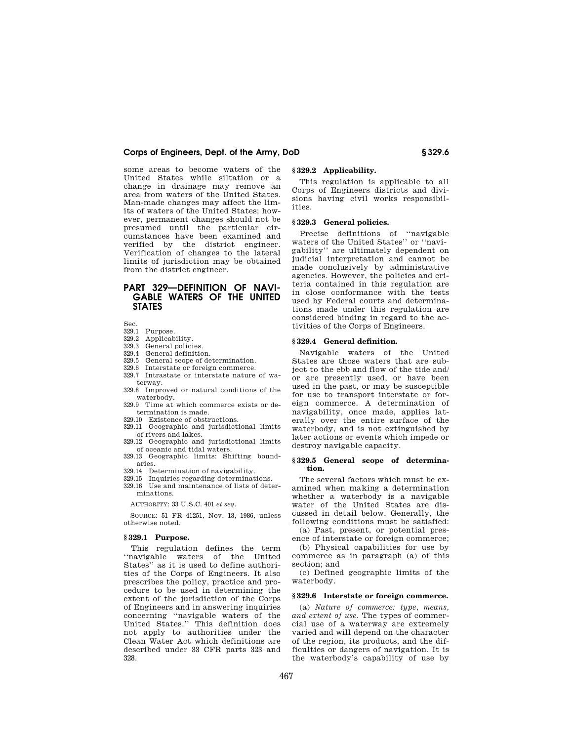some areas to become waters of the United States while siltation or a change in drainage may remove an area from waters of the United States. Man-made changes may affect the limits of waters of the United States; however, permanent changes should not be presumed until the particular circumstances have been examined and verified by the district engineer. Verification of changes to the lateral limits of jurisdiction may be obtained from the district engineer.

# PART 329—DEFINITION OF NAVIGABLE WATERS OF THE UNITED STATES

Sec.
329.1 Purpose.
329.2 Applicability.
329.3 General policies.
329.4 General definition.
329.5 General scope of determination.
329.6 Interstate or foreign commerce.
329.7 Intrastate or interstate nature of waterway.
329.8 Improved or natural conditions of the waterbody.
329.9 Time at which commerce exists or determination is made.
329.10 Existence of obstructions.
329.11 Geographic and jurisdictional limits of rivers and lakes.
329.12 Geographic and jurisdictional limits of oceanic and tidal waters.
329.13 Geographic limits: Shifting boundaries.
329.14 Determination of navigability.
329.15 Inquiries regarding determinations.
329.16 Use and maintenance of lists of determinations.

AUTHORITY: 33 U.S.C. 401 *et seq.*

SOURCE: 51 FR 41251, Nov. 13, 1986, unless otherwise noted.

## § 329.1 Purpose.

This regulation defines the term ''navigable waters of the United States'' as it is used to define authorities of the Corps of Engineers. It also prescribes the policy, practice and procedure to be used in determining the extent of the jurisdiction of the Corps of Engineers and in answering inquiries concerning ''navigable waters of the United States.'' This definition does not apply to authorities under the Clean Water Act which definitions are described under 33 CFR parts 323 and 328.

## § 329.2 Applicability.

This regulation is applicable to all Corps of Engineers districts and divisions having civil works responsibilities.

## § 329.3 General policies.

Precise definitions of ''navigable waters of the United States'' or ''navigability'' are ultimately dependent on judicial interpretation and cannot be made conclusively by administrative agencies. However, the policies and criteria contained in this regulation are in close conformance with the tests used by Federal courts and determinations made under this regulation are considered binding in regard to the activities of the Corps of Engineers.

## § 329.4 General definition.

Navigable waters of the United States are those waters that are subject to the ebb and flow of the tide and/or are presently used, or have been used in the past, or may be susceptible for use to transport interstate or foreign commerce. A determination of navigability, once made, applies laterally over the entire surface of the waterbody, and is not extinguished by later actions or events which impede or destroy navigable capacity.

## § 329.5 General scope of determination.

The several factors which must be examined when making a determination whether a waterbody is a navigable water of the United States are discussed in detail below. Generally, the following conditions must be satisfied:

(a) Past, present, or potential presence of interstate or foreign commerce;

(b) Physical capabilities for use by commerce as in paragraph (a) of this section; and

(c) Defined geographic limits of the waterbody.

## § 329.6 Interstate or foreign commerce.

(a) *Nature of commerce: type, means, and extent of use.* The types of commercial use of a waterway are extremely varied and will depend on the character of the region, its products, and the difficulties or dangers of navigation. It is the waterbody's capability of use by